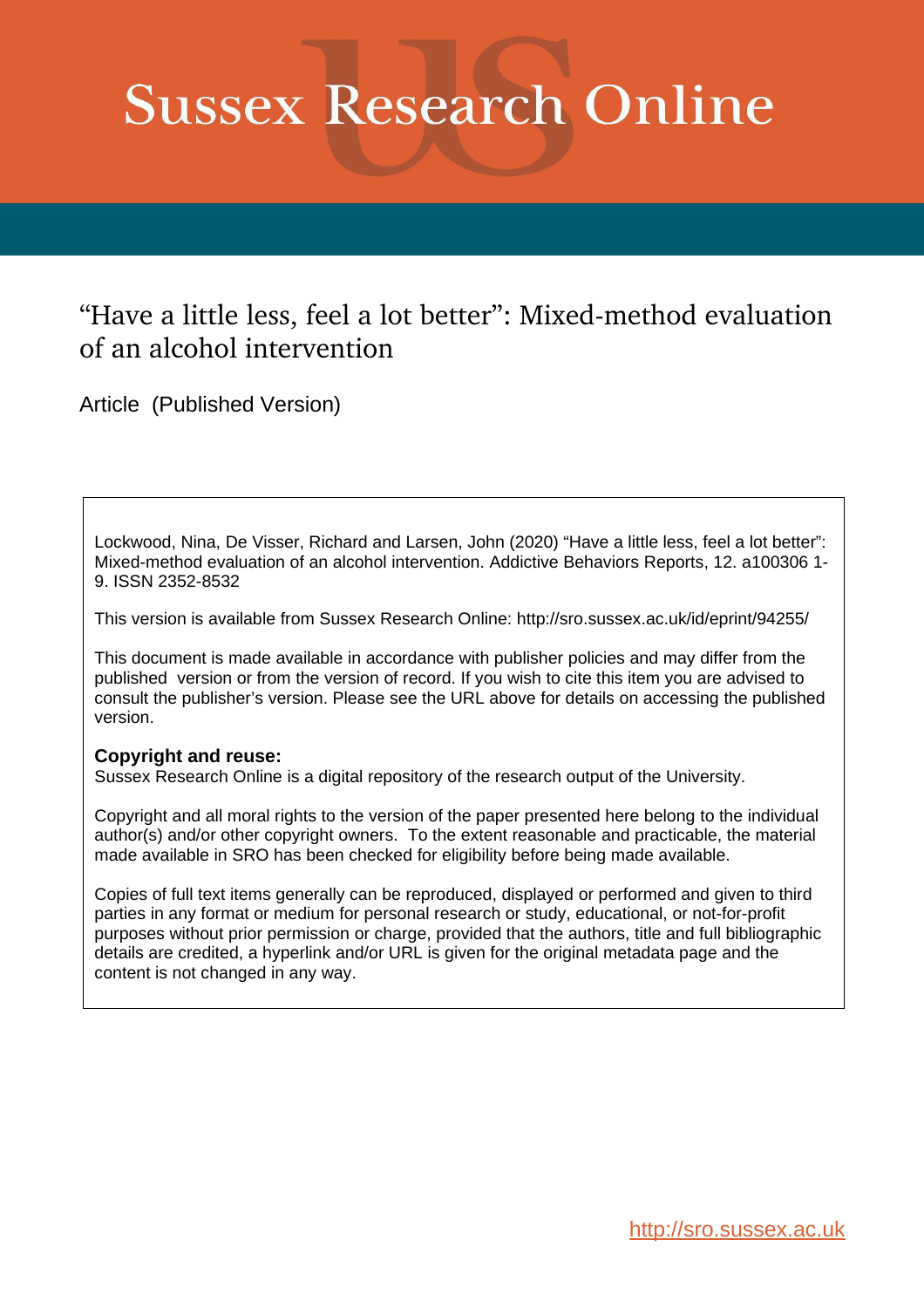# Sussex Research Online

## “Have a little less, feel a lot better”: Mixed-method evaluation of an alcohol intervention

Article (Published Version)

Lockwood, Nina, De Visser, Richard and Larsen, John (2020) “Have a little less, feel a lot better”: Mixed-method evaluation of an alcohol intervention. Addictive Behaviors Reports, 12. a100306 1-9. ISSN 2352-8532

This version is available from Sussex Research Online: http://sro.sussex.ac.uk/id/eprint/94255/

This document is made available in accordance with publisher policies and may differ from the published version or from the version of record. If you wish to cite this item you are advised to consult the publisher’s version. Please see the URL above for details on accessing the published version.

**Copyright and reuse:**
Sussex Research Online is a digital repository of the research output of the University.

Copyright and all moral rights to the version of the paper presented here belong to the individual author(s) and/or other copyright owners. To the extent reasonable and practicable, the material made available in SRO has been checked for eligibility before being made available.

Copies of full text items generally can be reproduced, displayed or performed and given to third parties in any format or medium for personal research or study, educational, or not-for-profit purposes without prior permission or charge, provided that the authors, title and full bibliographic details are credited, a hyperlink and/or URL is given for the original metadata page and the content is not changed in any way.

http://sro.sussex.ac.uk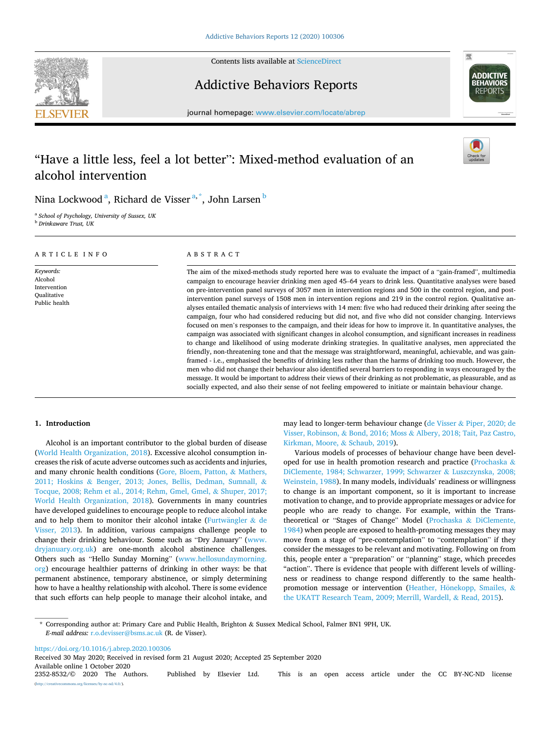# "Have a little less, feel a lot better": Mixed-method evaluation of an alcohol intervention

Nina Lockwood [a], Richard de Visser [a,*], John Larsen [b]

[a] School of Psychology, University of Sussex, UK

[b] Drinkaware Trust, UK

## ARTICLE INFO

*Keywords:*
Alcohol
Intervention
Qualitative
Public health

## ABSTRACT

The aim of the mixed-methods study reported here was to evaluate the impact of a "gain-framed", multimedia campaign to encourage heavier drinking men aged 45–64 years to drink less. Quantitative analyses were based on pre-intervention panel surveys of 3057 men in intervention regions and 500 in the control region, and post-intervention panel surveys of 1508 men in intervention regions and 219 in the control region. Qualitative analyses entailed thematic analysis of interviews with 14 men: five who had reduced their drinking after seeing the campaign, four who had considered reducing but did not, and five who did not consider changing. Interviews focused on men's responses to the campaign, and their ideas for how to improve it. In quantitative analyses, the campaign was associated with significant changes in alcohol consumption, and significant increases in readiness to change and likelihood of using moderate drinking strategies. In qualitative analyses, men appreciated the friendly, non-threatening tone and that the message was straightforward, meaningful, achievable, and was gain-framed - i.e., emphasised the benefits of drinking less rather than the harms of drinking too much. However, the men who did not change their behaviour also identified several barriers to responding in ways encouraged by the message. It would be important to address their views of their drinking as not problematic, as pleasurable, and as socially expected, and also their sense of not feeling empowered to initiate or maintain behaviour change.

## 1. Introduction

Alcohol is an important contributor to the global burden of disease (World Health Organization, 2018). Excessive alcohol consumption increases the risk of acute adverse outcomes such as accidents and injuries, and many chronic health conditions (Gore, Bloem, Patton, & Mathers, 2011; Hoskins & Benger, 2013; Jones, Bellis, Dedman, Sumnall, & Tocque, 2008; Rehm et al., 2014; Rehm, Gmel, Gmel, & Shuper, 2017; World Health Organization, 2018). Governments in many countries have developed guidelines to encourage people to reduce alcohol intake and to help them to monitor their alcohol intake (Furtwängler & de Visser, 2013). In addition, various campaigns challenge people to change their drinking behaviour. Some such as "Dry January" (www.dryjanuary.org.uk) are one-month alcohol abstinence challenges. Others such as "Hello Sunday Morning" (www.hellosundaymorning.org) encourage healthier patterns of drinking in other ways: be that permanent abstinence, temporary abstinence, or simply determining how to have a healthy relationship with alcohol. There is some evidence that such efforts can help people to manage their alcohol intake, and may lead to longer-term behaviour change (de Visser & Piper, 2020; de Visser, Robinson, & Bond, 2016; Moss & Albery, 2018; Tait, Paz Castro, Kirkman, Moore, & Schaub, 2019).

Various models of processes of behaviour change have been developed for use in health promotion research and practice (Prochaska & DiClemente, 1984; Schwarzer, 1999; Schwarzer & Luszczynska, 2008; Weinstein, 1988). In many models, individuals' readiness or willingness to change is an important component, so it is important to increase motivation to change, and to provide appropriate messages or advice for people who are ready to change. For example, within the Trans-theoretical or "Stages of Change" Model (Prochaska & DiClemente, 1984) when people are exposed to health-promoting messages they may move from a stage of "pre-contemplation" to "contemplation" if they consider the messages to be relevant and motivating. Following on from this, people enter a "preparation" or "planning" stage, which precedes "action". There is evidence that people with different levels of willingness or readiness to change respond differently to the same health-promotion message or intervention (Heather, Hönekopp, Smailes, & the UKATT Research Team, 2009; Merrill, Wardell, & Read, 2015).

---

* Corresponding author at: Primary Care and Public Health, Brighton & Sussex Medical School, Falmer BN1 9PH, UK.
*E-mail address:* r.o.devisser@bsms.ac.uk (R. de Visser).

https://doi.org/10.1016/j.abrep.2020.100306
Received 30 May 2020; Received in revised form 21 August 2020; Accepted 25 September 2020
Available online 1 October 2020
2352-8532/© 2020 The Authors. Published by Elsevier Ltd. This is an open access article under the CC BY-NC-ND license (http://creativecommons.org/licenses/by-nc-nd/4.0/).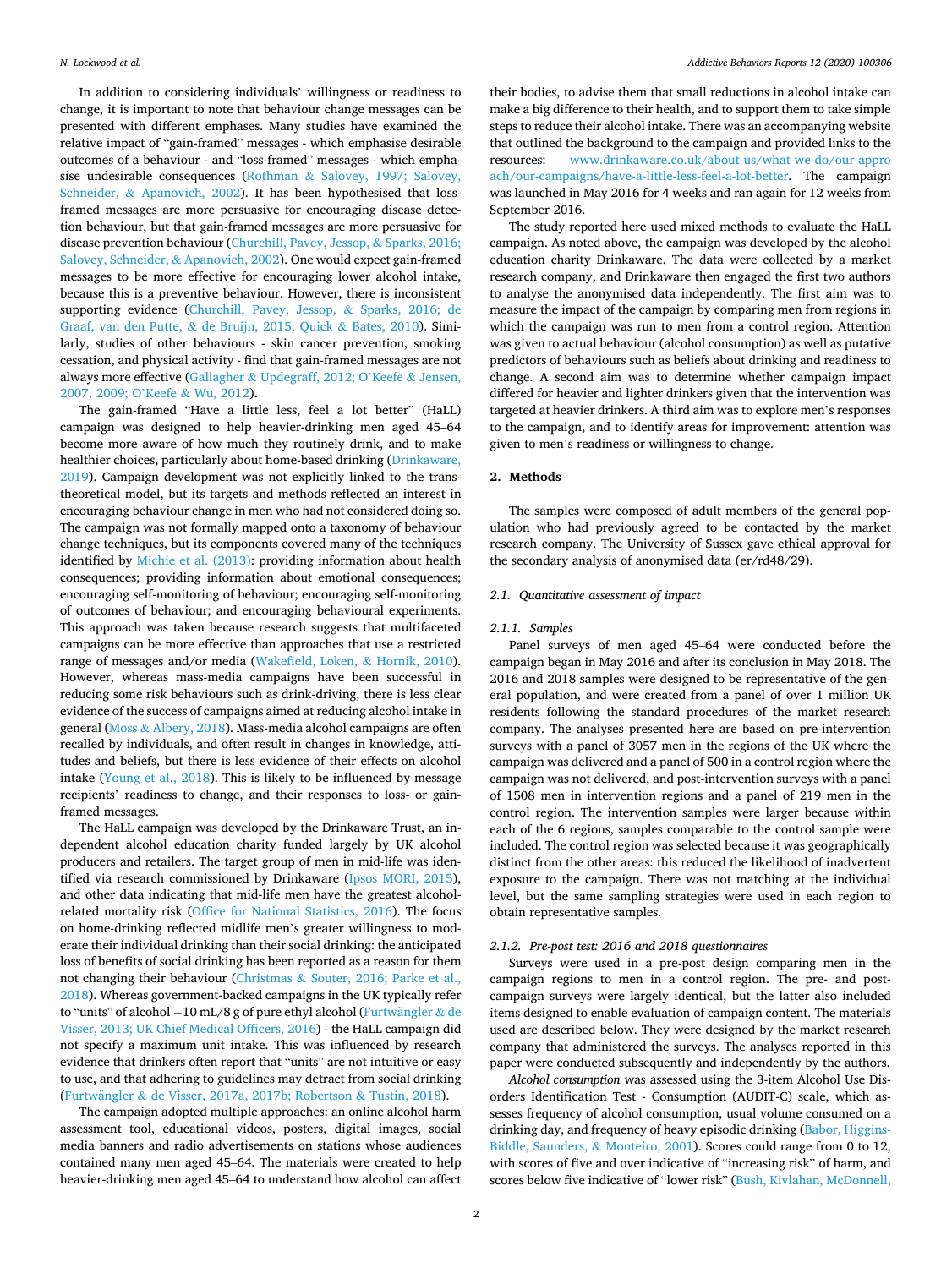In addition to considering individuals' willingness or readiness to change, it is important to note that behaviour change messages can be presented with different emphases. Many studies have examined the relative impact of "gain-framed" messages - which emphasise desirable outcomes of a behaviour - and "loss-framed" messages - which emphasise undesirable consequences (Rothman & Salovey, 1997; Salovey, Schneider, & Apanovich, 2002). It has been hypothesised that loss-framed messages are more persuasive for encouraging disease detection behaviour, but that gain-framed messages are more persuasive for disease prevention behaviour (Churchill, Pavey, Jessop, & Sparks, 2016; Salovey, Schneider, & Apanovich, 2002). One would expect gain-framed messages to be more effective for encouraging lower alcohol intake, because this is a preventive behaviour. However, there is inconsistent supporting evidence (Churchill, Pavey, Jessop, & Sparks, 2016; de Graaf, van den Putte, & de Bruijn, 2015; Quick & Bates, 2010). Similarly, studies of other behaviours - skin cancer prevention, smoking cessation, and physical activity - find that gain-framed messages are not always more effective (Gallagher & Updegraff, 2012; O'Keefe & Jensen, 2007, 2009; O'Keefe & Wu, 2012).

The gain-framed "Have a little less, feel a lot better" (HaLL) campaign was designed to help heavier-drinking men aged 45–64 become more aware of how much they routinely drink, and to make healthier choices, particularly about home-based drinking (Drinkaware, 2019). Campaign development was not explicitly linked to the trans-theoretical model, but its targets and methods reflected an interest in encouraging behaviour change in men who had not considered doing so. The campaign was not formally mapped onto a taxonomy of behaviour change techniques, but its components covered many of the techniques identified by Michie et al. (2013): providing information about health consequences; providing information about emotional consequences; encouraging self-monitoring of behaviour; encouraging self-monitoring of outcomes of behaviour; and encouraging behavioural experiments. This approach was taken because research suggests that multifaceted campaigns can be more effective than approaches that use a restricted range of messages and/or media (Wakefield, Loken, & Hornik, 2010). However, whereas mass-media campaigns have been successful in reducing some risk behaviours such as drink-driving, there is less clear evidence of the success of campaigns aimed at reducing alcohol intake in general (Moss & Albery, 2018). Mass-media alcohol campaigns are often recalled by individuals, and often result in changes in knowledge, attitudes and beliefs, but there is less evidence of their effects on alcohol intake (Young et al., 2018). This is likely to be influenced by message recipients' readiness to change, and their responses to loss- or gain-framed messages.

The HaLL campaign was developed by the Drinkaware Trust, an independent alcohol education charity funded largely by UK alcohol producers and retailers. The target group of men in mid-life was identified via research commissioned by Drinkaware (Ipsos MORI, 2015), and other data indicating that mid-life men have the greatest alcohol-related mortality risk (Office for National Statistics, 2016). The focus on home-drinking reflected midlife men's greater willingness to moderate their individual drinking than their social drinking: the anticipated loss of benefits of social drinking has been reported as a reason for them not changing their behaviour (Christmas & Souter, 2016; Parke et al., 2018). Whereas government-backed campaigns in the UK typically refer to "units" of alcohol –10 mL/8 g of pure ethyl alcohol (Furtwängler & de Visser, 2013; UK Chief Medical Officers, 2016) - the HaLL campaign did not specify a maximum unit intake. This was influenced by research evidence that drinkers often report that "units" are not intuitive or easy to use, and that adhering to guidelines may detract from social drinking (Furtwängler & de Visser, 2017a, 2017b; Robertson & Tustin, 2018).

The campaign adopted multiple approaches: an online alcohol harm assessment tool, educational videos, posters, digital images, social media banners and radio advertisements on stations whose audiences contained many men aged 45–64. The materials were created to help heavier-drinking men aged 45–64 to understand how alcohol can affect their bodies, to advise them that small reductions in alcohol intake can make a big difference to their health, and to support them to take simple steps to reduce their alcohol intake. There was an accompanying website that outlined the background to the campaign and provided links to the resources: www.drinkaware.co.uk/about-us/what-we-do/our-approach/our-campaigns/have-a-little-less-feel-a-lot-better. The campaign was launched in May 2016 for 4 weeks and ran again for 12 weeks from September 2016.

The study reported here used mixed methods to evaluate the HaLL campaign. As noted above, the campaign was developed by the alcohol education charity Drinkaware. The data were collected by a market research company, and Drinkaware then engaged the first two authors to analyse the anonymised data independently. The first aim was to measure the impact of the campaign by comparing men from regions in which the campaign was run to men from a control region. Attention was given to actual behaviour (alcohol consumption) as well as putative predictors of behaviours such as beliefs about drinking and readiness to change. A second aim was to determine whether campaign impact differed for heavier and lighter drinkers given that the intervention was targeted at heavier drinkers. A third aim was to explore men's responses to the campaign, and to identify areas for improvement: attention was given to men's readiness or willingness to change.

## 2. Methods

The samples were composed of adult members of the general population who had previously agreed to be contacted by the market research company. The University of Sussex gave ethical approval for the secondary analysis of anonymised data (er/rd48/29).

### 2.1. Quantitative assessment of impact

#### 2.1.1. Samples

Panel surveys of men aged 45–64 were conducted before the campaign began in May 2016 and after its conclusion in May 2018. The 2016 and 2018 samples were designed to be representative of the general population, and were created from a panel of over 1 million UK residents following the standard procedures of the market research company. The analyses presented here are based on pre-intervention surveys with a panel of 3057 men in the regions of the UK where the campaign was delivered and a panel of 500 in a control region where the campaign was not delivered, and post-intervention surveys with a panel of 1508 men in intervention regions and a panel of 219 men in the control region. The intervention samples were larger because within each of the 6 regions, samples comparable to the control sample were included. The control region was selected because it was geographically distinct from the other areas: this reduced the likelihood of inadvertent exposure to the campaign. There was not matching at the individual level, but the same sampling strategies were used in each region to obtain representative samples.

#### 2.1.2. Pre-post test: 2016 and 2018 questionnaires

Surveys were used in a pre-post design comparing men in the campaign regions to men in a control region. The pre- and post-campaign surveys were largely identical, but the latter also included items designed to enable evaluation of campaign content. The materials used are described below. They were designed by the market research company that administered the surveys. The analyses reported in this paper were conducted subsequently and independently by the authors.

*Alcohol consumption* was assessed using the 3-item Alcohol Use Disorders Identification Test - Consumption (AUDIT-C) scale, which assesses frequency of alcohol consumption, usual volume consumed on a drinking day, and frequency of heavy episodic drinking (Babor, Higgins-Biddle, Saunders, & Monteiro, 2001). Scores could range from 0 to 12, with scores of five and over indicative of "increasing risk" of harm, and scores below five indicative of "lower risk" (Bush, Kivlahan, McDonnell,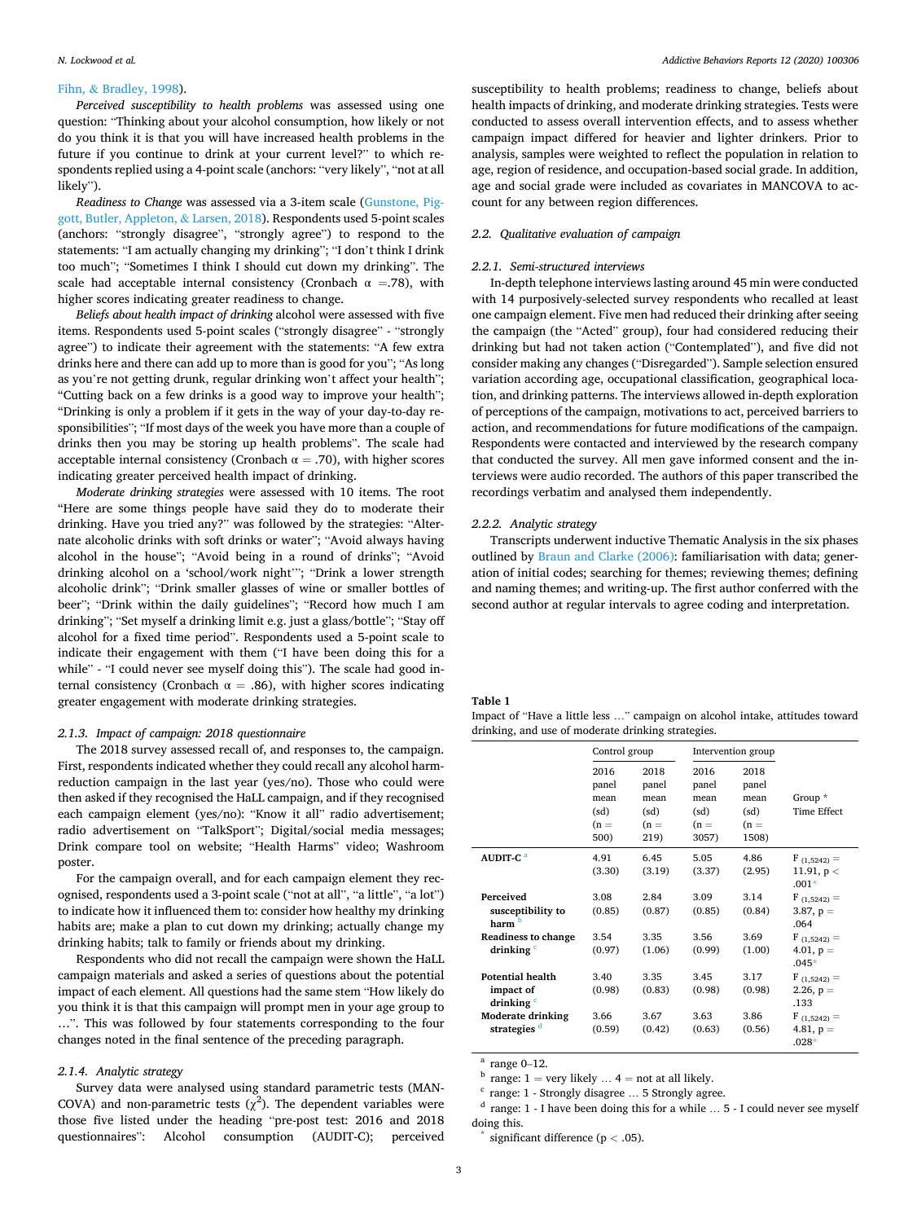Fihn, & Bradley, 1998).

*Perceived susceptibility to health problems* was assessed using one question: "Thinking about your alcohol consumption, how likely or not do you think it is that you will have increased health problems in the future if you continue to drink at your current level?" to which respondents replied using a 4-point scale (anchors: "very likely", "not at all likely").

*Readiness to Change* was assessed via a 3-item scale (Gunstone, Piggott, Butler, Appleton, & Larsen, 2018). Respondents used 5-point scales (anchors: "strongly disagree", "strongly agree") to respond to the statements: "I am actually changing my drinking"; "I don't think I drink too much"; "Sometimes I think I should cut down my drinking". The scale had acceptable internal consistency (Cronbach α =.78), with higher scores indicating greater readiness to change.

*Beliefs about health impact of drinking* alcohol were assessed with five items. Respondents used 5-point scales ("strongly disagree" - "strongly agree") to indicate their agreement with the statements: "A few extra drinks here and there can add up to more than is good for you"; "As long as you're not getting drunk, regular drinking won't affect your health"; "Cutting back on a few drinks is a good way to improve your health"; "Drinking is only a problem if it gets in the way of your day-to-day responsibilities"; "If most days of the week you have more than a couple of drinks then you may be storing up health problems". The scale had acceptable internal consistency (Cronbach α = .70), with higher scores indicating greater perceived health impact of drinking.

*Moderate drinking strategies* were assessed with 10 items. The root "Here are some things people have said they do to moderate their drinking. Have you tried any?" was followed by the strategies: "Alternate alcoholic drinks with soft drinks or water"; "Avoid always having alcohol in the house"; "Avoid being in a round of drinks"; "Avoid drinking alcohol on a 'school/work night'"; "Drink a lower strength alcoholic drink"; "Drink smaller glasses of wine or smaller bottles of beer"; "Drink within the daily guidelines"; "Record how much I am drinking"; "Set myself a drinking limit e.g. just a glass/bottle"; "Stay off alcohol for a fixed time period". Respondents used a 5-point scale to indicate their engagement with them ("I have been doing this for a while" - "I could never see myself doing this"). The scale had good internal consistency (Cronbach α = .86), with higher scores indicating greater engagement with moderate drinking strategies.

#### 2.1.3. Impact of campaign: 2018 questionnaire

The 2018 survey assessed recall of, and responses to, the campaign. First, respondents indicated whether they could recall any alcohol harm-reduction campaign in the last year (yes/no). Those who could were then asked if they recognised the HaLL campaign, and if they recognised each campaign element (yes/no): "Know it all" radio advertisement; radio advertisement on "TalkSport"; Digital/social media messages; Drink compare tool on website; "Health Harms" video; Washroom poster.

For the campaign overall, and for each campaign element they recognised, respondents used a 3-point scale ("not at all", "a little", "a lot") to indicate how it influenced them to: consider how healthy my drinking habits are; make a plan to cut down my drinking; actually change my drinking habits; talk to family or friends about my drinking.

Respondents who did not recall the campaign were shown the HaLL campaign materials and asked a series of questions about the potential impact of each element. All questions had the same stem "How likely do you think it is that this campaign will prompt men in your age group to …". This was followed by four statements corresponding to the four changes noted in the final sentence of the preceding paragraph.

#### 2.1.4. Analytic strategy

Survey data were analysed using standard parametric tests (MANCOVA) and non-parametric tests ($\chi^2$). The dependent variables were those five listed under the heading "pre-post test: 2016 and 2018 questionnaires": Alcohol consumption (AUDIT-C); perceived susceptibility to health problems; readiness to change, beliefs about health impacts of drinking, and moderate drinking strategies. Tests were conducted to assess overall intervention effects, and to assess whether campaign impact differed for heavier and lighter drinkers. Prior to analysis, samples were weighted to reflect the population in relation to age, region of residence, and occupation-based social grade. In addition, age and social grade were included as covariates in MANCOVA to account for any between region differences.

### 2.2. Qualitative evaluation of campaign

#### 2.2.1. Semi-structured interviews

In-depth telephone interviews lasting around 45 min were conducted with 14 purposively-selected survey respondents who recalled at least one campaign element. Five men had reduced their drinking after seeing the campaign (the "Acted" group), four had considered reducing their drinking but had not taken action ("Contemplated"), and five did not consider making any changes ("Disregarded"). Sample selection ensured variation according age, occupational classification, geographical location, and drinking patterns. The interviews allowed in-depth exploration of perceptions of the campaign, motivations to act, perceived barriers to action, and recommendations for future modifications of the campaign. Respondents were contacted and interviewed by the research company that conducted the survey. All men gave informed consent and the interviews were audio recorded. The authors of this paper transcribed the recordings verbatim and analysed them independently.

#### 2.2.2. Analytic strategy

Transcripts underwent inductive Thematic Analysis in the six phases outlined by Braun and Clarke (2006): familiarisation with data; generation of initial codes; searching for themes; reviewing themes; defining and naming themes; and writing-up. The first author conferred with the second author at regular intervals to agree coding and interpretation.

**Table 1**
Impact of "Have a little less …" campaign on alcohol intake, attitudes toward drinking, and use of moderate drinking strategies.

| | Control group | | Intervention group | | |
|---|---|---|---|---|---|
| | 2016 panel mean (sd) (n = 500) | 2018 panel mean (sd) (n = 219) | 2016 panel mean (sd) (n = 3057) | 2018 panel mean (sd) (n = 1508) | Group * Time Effect |
| **AUDIT-C** [a] | 4.91 (3.30) | 6.45 (3.19) | 5.05 (3.37) | 4.86 (2.95) | $F_{(1,5242)}$ = 11.91, $p <$ .001* |
| **Perceived susceptibility to harm** [b] | 3.08 (0.85) | 2.84 (0.87) | 3.09 (0.85) | 3.14 (0.84) | $F_{(1,5242)}$ = 3.87, $p$ = .064 |
| **Readiness to change drinking** [c] | 3.54 (0.97) | 3.35 (1.06) | 3.56 (0.99) | 3.69 (1.00) | $F_{(1,5242)}$ = 4.01, $p$ = .045* |
| **Potential health impact of drinking** [c] | 3.40 (0.98) | 3.35 (0.83) | 3.45 (0.98) | 3.17 (0.98) | $F_{(1,5242)}$ = 2.26, $p$ = .133 |
| **Moderate drinking strategies** [d] | 3.66 (0.59) | 3.67 (0.42) | 3.63 (0.63) | 3.86 (0.56) | $F_{(1,5242)}$ = 4.81, $p$ = .028* |

[a] range 0–12.
[b] range: 1 = very likely … 4 = not at all likely.
[c] range: 1 - Strongly disagree … 5 Strongly agree.
[d] range: 1 - I have been doing this for a while … 5 - I could never see myself doing this.
\* significant difference ($p < .05$).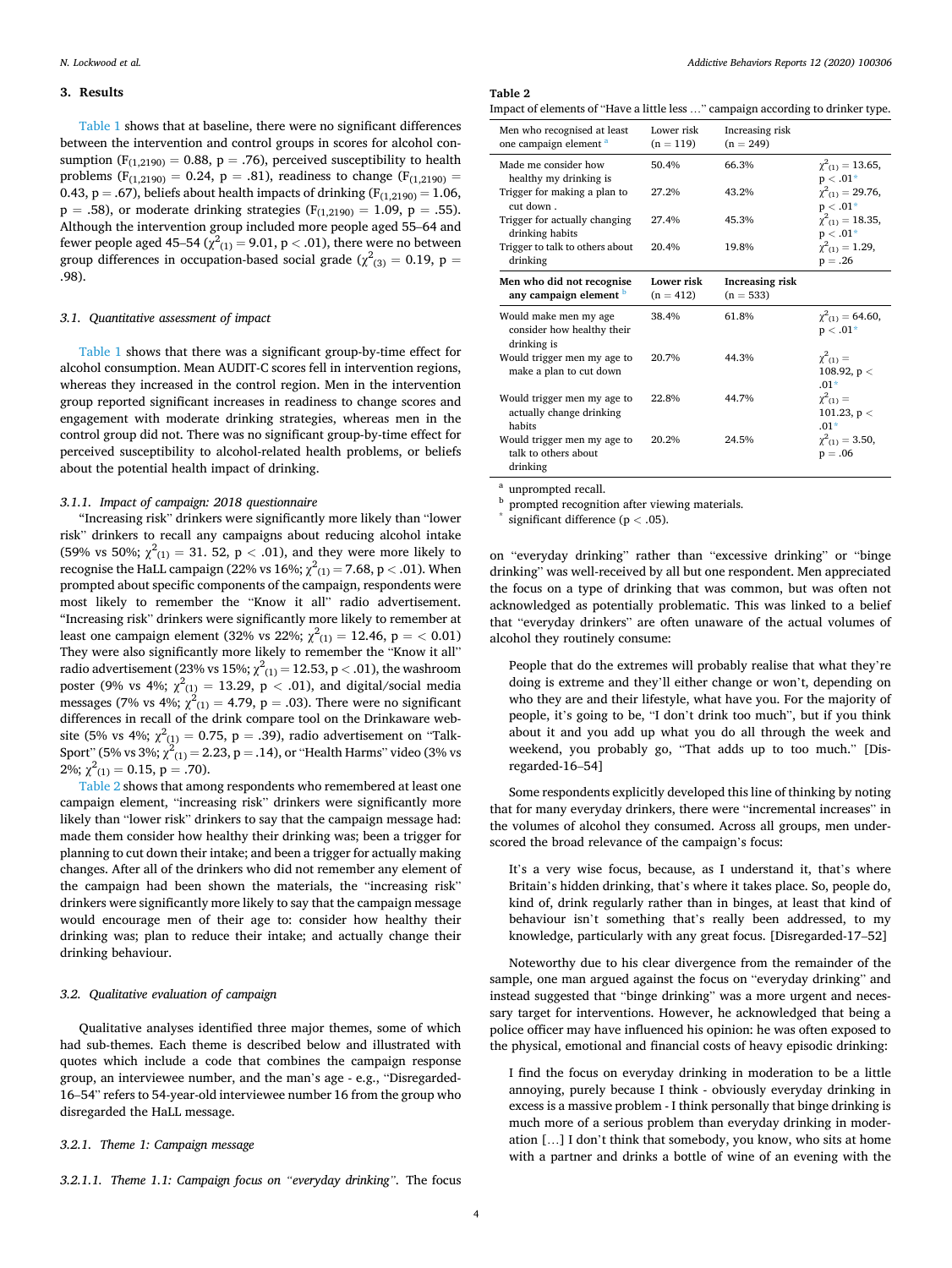## 3. Results

Table 1 shows that at baseline, there were no significant differences between the intervention and control groups in scores for alcohol consumption ($F_{(1,2190)} = 0.88$, $p = .76$), perceived susceptibility to health problems ($F_{(1,2190)} = 0.24$, $p = .81$), readiness to change ($F_{(1,2190)} = 0.43$, $p = .67$), beliefs about health impacts of drinking ($F_{(1,2190)} = 1.06$, $p = .58$), or moderate drinking strategies ($F_{(1,2190)} = 1.09$, $p = .55$). Although the intervention group included more people aged 55–64 and fewer people aged 45–54 ($\chi^2_{(1)} = 9.01$, $p < .01$), there were no between group differences in occupation-based social grade ($\chi^2_{(3)} = 0.19$, $p = .98$).

### 3.1. Quantitative assessment of impact

Table 1 shows that there was a significant group-by-time effect for alcohol consumption. Mean AUDIT-C scores fell in intervention regions, whereas they increased in the control region. Men in the intervention group reported significant increases in readiness to change scores and engagement with moderate drinking strategies, whereas men in the control group did not. There was no significant group-by-time effect for perceived susceptibility to alcohol-related health problems, or beliefs about the potential health impact of drinking.

#### 3.1.1. Impact of campaign: 2018 questionnaire

"Increasing risk" drinkers were significantly more likely than "lower risk" drinkers to recall any campaigns about reducing alcohol intake (59% vs 50%; $\chi^2_{(1)} = 31.52$, $p < .01$), and they were more likely to recognise the HaLL campaign (22% vs 16%; $\chi^2_{(1)} = 7.68$, $p < .01$). When prompted about specific components of the campaign, respondents were most likely to remember the "Know it all" radio advertisement. "Increasing risk" drinkers were significantly more likely to remember at least one campaign element (32% vs 22%; $\chi^2_{(1)} = 12.46$, $p = < 0.01$) They were also significantly more likely to remember the "Know it all" radio advertisement (23% vs 15%; $\chi^2_{(1)} = 12.53$, $p < .01$), the washroom poster (9% vs 4%; $\chi^2_{(1)} = 13.29$, $p < .01$), and digital/social media messages (7% vs 4%; $\chi^2_{(1)} = 4.79$, $p = .03$). There were no significant differences in recall of the drink compare tool on the Drinkaware website (5% vs 4%; $\chi^2_{(1)} = 0.75$, $p = .39$), radio advertisement on "Talk-Sport" (5% vs 3%; $\chi^2_{(1)} = 2.23$, $p = .14$), or "Health Harms" video (3% vs 2%; $\chi^2_{(1)} = 0.15$, $p = .70$).

Table 2 shows that among respondents who remembered at least one campaign element, "increasing risk" drinkers were significantly more likely than "lower risk" drinkers to say that the campaign message had: made them consider how healthy their drinking was; been a trigger for planning to cut down their intake; and been a trigger for actually making changes. After all of the drinkers who did not remember any element of the campaign had been shown the materials, the "increasing risk" drinkers were significantly more likely to say that the campaign message would encourage men of their age to: consider how healthy their drinking was; plan to reduce their intake; and actually change their drinking behaviour.

**Table 2**
Impact of elements of "Have a little less …" campaign according to drinker type.

| Men who recognised at least one campaign element [a] | Lower risk (n = 119) | Increasing risk (n = 249) | |
|---|---|---|---|
| Made me consider how healthy my drinking is | 50.4% | 66.3% | $\chi^2_{(1)} = 13.65$, $p < .01$* |
| Trigger for making a plan to cut down . | 27.2% | 43.2% | $\chi^2_{(1)} = 29.76$, $p < .01$* |
| Trigger for actually changing drinking habits | 27.4% | 45.3% | $\chi^2_{(1)} = 18.35$, $p < .01$* |
| Trigger to talk to others about drinking | 20.4% | 19.8% | $\chi^2_{(1)} = 1.29$, $p = .26$ |
| **Men who did not recognise any campaign element** [b] | **Lower risk (n = 412)** | **Increasing risk (n = 533)** | |
| Would make men my age consider how healthy their drinking is | 38.4% | 61.8% | $\chi^2_{(1)} = 64.60$, $p < .01$* |
| Would trigger men my age to make a plan to cut down | 20.7% | 44.3% | $\chi^2_{(1)} = 108.92$, $p < .01$* |
| Would trigger men my age to actually change drinking habits | 22.8% | 44.7% | $\chi^2_{(1)} = 101.23$, $p < .01$* |
| Would trigger men my age to talk to others about drinking | 20.2% | 24.5% | $\chi^2_{(1)} = 3.50$, $p = .06$ |

[a] unprompted recall.
[b] prompted recognition after viewing materials.
[*] significant difference ($p < .05$).

### 3.2. Qualitative evaluation of campaign

Qualitative analyses identified three major themes, some of which had sub-themes. Each theme is described below and illustrated with quotes which include a code that combines the campaign response group, an interviewee number, and the man's age - e.g., "Disregarded-16–54" refers to 54-year-old interviewee number 16 from the group who disregarded the HaLL message.

#### 3.2.1. Theme 1: Campaign message

*3.2.1.1. Theme 1.1: Campaign focus on "everyday drinking".* The focus on "everyday drinking" rather than "excessive drinking" or "binge drinking" was well-received by all but one respondent. Men appreciated the focus on a type of drinking that was common, but was often not acknowledged as potentially problematic. This was linked to a belief that "everyday drinkers" are often unaware of the actual volumes of alcohol they routinely consume:

> People that do the extremes will probably realise that what they're doing is extreme and they'll either change or won't, depending on who they are and their lifestyle, what have you. For the majority of people, it's going to be, "I don't drink too much", but if you think about it and you add up what you do all through the week and weekend, you probably go, "That adds up to too much." [Disregarded-16–54]

Some respondents explicitly developed this line of thinking by noting that for many everyday drinkers, there were "incremental increases" in the volumes of alcohol they consumed. Across all groups, men underscored the broad relevance of the campaign's focus:

> It's a very wise focus, because, as I understand it, that's where Britain's hidden drinking, that's where it takes place. So, people do, kind of, drink regularly rather than in binges, at least that kind of behaviour isn't something that's really been addressed, to my knowledge, particularly with any great focus. [Disregarded-17–52]

Noteworthy due to his clear divergence from the remainder of the sample, one man argued against the focus on "everyday drinking" and instead suggested that "binge drinking" was a more urgent and necessary target for interventions. However, he acknowledged that being a police officer may have influenced his opinion: he was often exposed to the physical, emotional and financial costs of heavy episodic drinking:

> I find the focus on everyday drinking in moderation to be a little annoying, purely because I think - obviously everyday drinking in excess is a massive problem - I think personally that binge drinking is much more of a serious problem than everyday drinking in moderation […] I don't think that somebody, you know, who sits at home with a partner and drinks a bottle of wine of an evening with the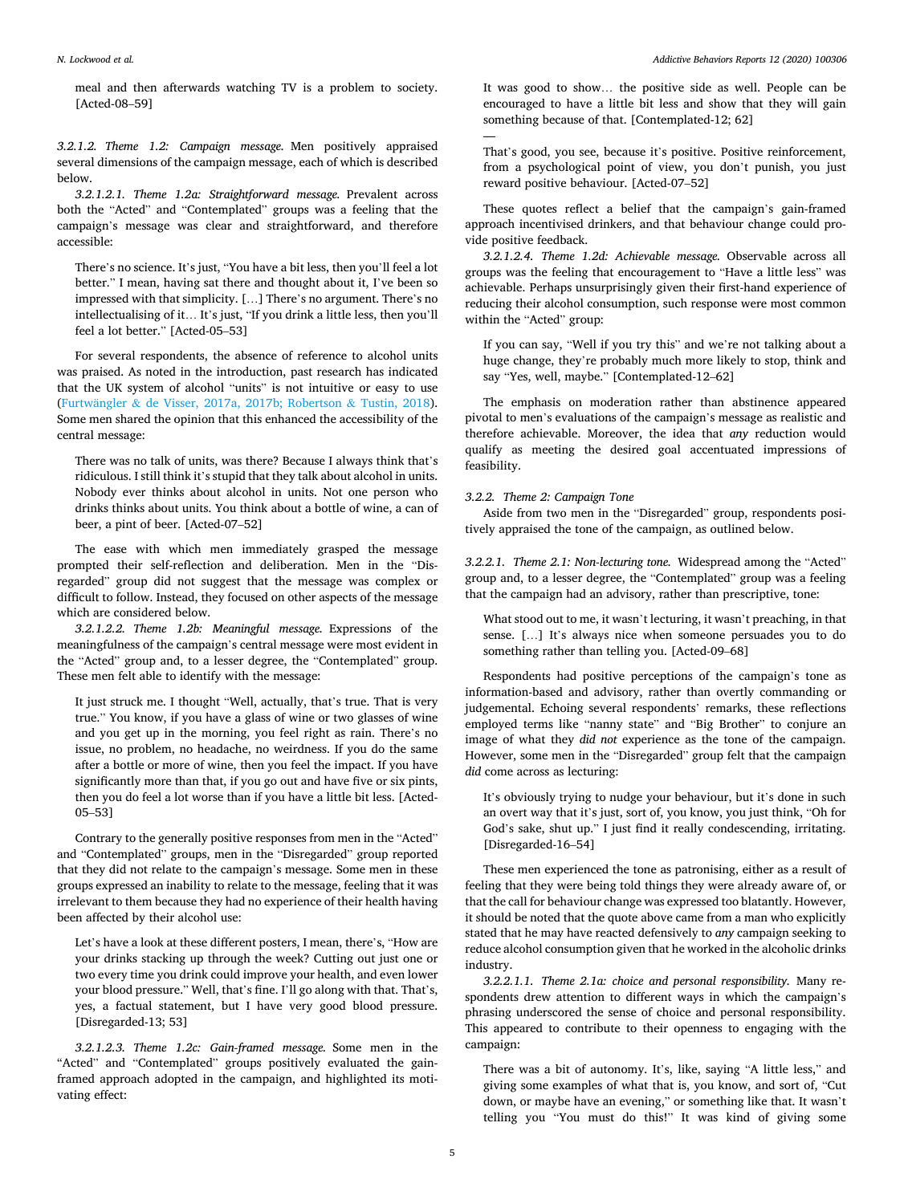meal and then afterwards watching TV is a problem to society. [Acted-08–59]

#### 3.2.1.2. Theme 1.2: Campaign message

Men positively appraised several dimensions of the campaign message, each of which is described below.

##### 3.2.1.2.1. Theme 1.2a: Straightforward message

Prevalent across both the "Acted" and "Contemplated" groups was a feeling that the campaign's message was clear and straightforward, and therefore accessible:

> There's no science. It's just, "You have a bit less, then you'll feel a lot better." I mean, having sat there and thought about it, I've been so impressed with that simplicity. […] There's no argument. There's no intellectualising of it… It's just, "If you drink a little less, then you'll feel a lot better." [Acted-05–53]

For several respondents, the absence of reference to alcohol units was praised. As noted in the introduction, past research has indicated that the UK system of alcohol "units" is not intuitive or easy to use (Furtwängler & de Visser, 2017a, 2017b; Robertson & Tustin, 2018). Some men shared the opinion that this enhanced the accessibility of the central message:

> There was no talk of units, was there? Because I always think that's ridiculous. I still think it's stupid that they talk about alcohol in units. Nobody ever thinks about alcohol in units. Not one person who drinks thinks about units. You think about a bottle of wine, a can of beer, a pint of beer. [Acted-07–52]

The ease with which men immediately grasped the message prompted their self-reflection and deliberation. Men in the "Disregarded" group did not suggest that the message was complex or difficult to follow. Instead, they focused on other aspects of the message which are considered below.

##### 3.2.1.2.2. Theme 1.2b: Meaningful message

Expressions of the meaningfulness of the campaign's central message were most evident in the "Acted" group and, to a lesser degree, the "Contemplated" group. These men felt able to identify with the message:

> It just struck me. I thought "Well, actually, that's true. That is very true." You know, if you have a glass of wine or two glasses of wine and you get up in the morning, you feel right as rain. There's no issue, no problem, no headache, no weirdness. If you do the same after a bottle or more of wine, then you feel the impact. If you have significantly more than that, if you go out and have five or six pints, then you do feel a lot worse than if you have a little bit less. [Acted-05–53]

Contrary to the generally positive responses from men in the "Acted" and "Contemplated" groups, men in the "Disregarded" group reported that they did not relate to the campaign's message. Some men in these groups expressed an inability to relate to the message, feeling that it was irrelevant to them because they had no experience of their health having been affected by their alcohol use:

> Let's have a look at these different posters, I mean, there's, "How are your drinks stacking up through the week? Cutting out just one or two every time you drink could improve your health, and even lower your blood pressure." Well, that's fine. I'll go along with that. That's, yes, a factual statement, but I have very good blood pressure. [Disregarded-13; 53]

##### 3.2.1.2.3. Theme 1.2c: Gain-framed message

Some men in the "Acted" and "Contemplated" groups positively evaluated the gain-framed approach adopted in the campaign, and highlighted its motivating effect:

> It was good to show… the positive side as well. People can be encouraged to have a little bit less and show that they will gain something because of that. [Contemplated-12; 62]
>
> —
>
> That's good, you see, because it's positive. Positive reinforcement, from a psychological point of view, you don't punish, you just reward positive behaviour. [Acted-07–52]

These quotes reflect a belief that the campaign's gain-framed approach incentivised drinkers, and that behaviour change could provide positive feedback.

##### 3.2.1.2.4. Theme 1.2d: Achievable message

Observable across all groups was the feeling that encouragement to "Have a little less" was achievable. Perhaps unsurprisingly given their first-hand experience of reducing their alcohol consumption, such response were most common within the "Acted" group:

> If you can say, "Well if you try this" and we're not talking about a huge change, they're probably much more likely to stop, think and say "Yes, well, maybe." [Contemplated-12–62]

The emphasis on moderation rather than abstinence appeared pivotal to men's evaluations of the campaign's message as realistic and therefore achievable. Moreover, the idea that *any* reduction would qualify as meeting the desired goal accentuated impressions of feasibility.

### 3.2.2. Theme 2: Campaign Tone

Aside from two men in the "Disregarded" group, respondents positively appraised the tone of the campaign, as outlined below.

#### 3.2.2.1. Theme 2.1: Non-lecturing tone

Widespread among the "Acted" group and, to a lesser degree, the "Contemplated" group was a feeling that the campaign had an advisory, rather than prescriptive, tone:

> What stood out to me, it wasn't lecturing, it wasn't preaching, in that sense. […] It's always nice when someone persuades you to do something rather than telling you. [Acted-09–68]

Respondents had positive perceptions of the campaign's tone as information-based and advisory, rather than overtly commanding or judgemental. Echoing several respondents' remarks, these reflections employed terms like "nanny state" and "Big Brother" to conjure an image of what they *did not* experience as the tone of the campaign. However, some men in the "Disregarded" group felt that the campaign *did* come across as lecturing:

> It's obviously trying to nudge your behaviour, but it's done in such an overt way that it's just, sort of, you know, you just think, "Oh for God's sake, shut up." I just find it really condescending, irritating. [Disregarded-16–54]

These men experienced the tone as patronising, either as a result of feeling that they were being told things they were already aware of, or that the call for behaviour change was expressed too blatantly. However, it should be noted that the quote above came from a man who explicitly stated that he may have reacted defensively to *any* campaign seeking to reduce alcohol consumption given that he worked in the alcoholic drinks industry.

##### 3.2.2.1.1. Theme 2.1a: choice and personal responsibility

Many respondents drew attention to different ways in which the campaign's phrasing underscored the sense of choice and personal responsibility. This appeared to contribute to their openness to engaging with the campaign:

> There was a bit of autonomy. It's, like, saying "A little less," and giving some examples of what that is, you know, and sort of, "Cut down, or maybe have an evening," or something like that. It wasn't telling you "You must do this!" It was kind of giving some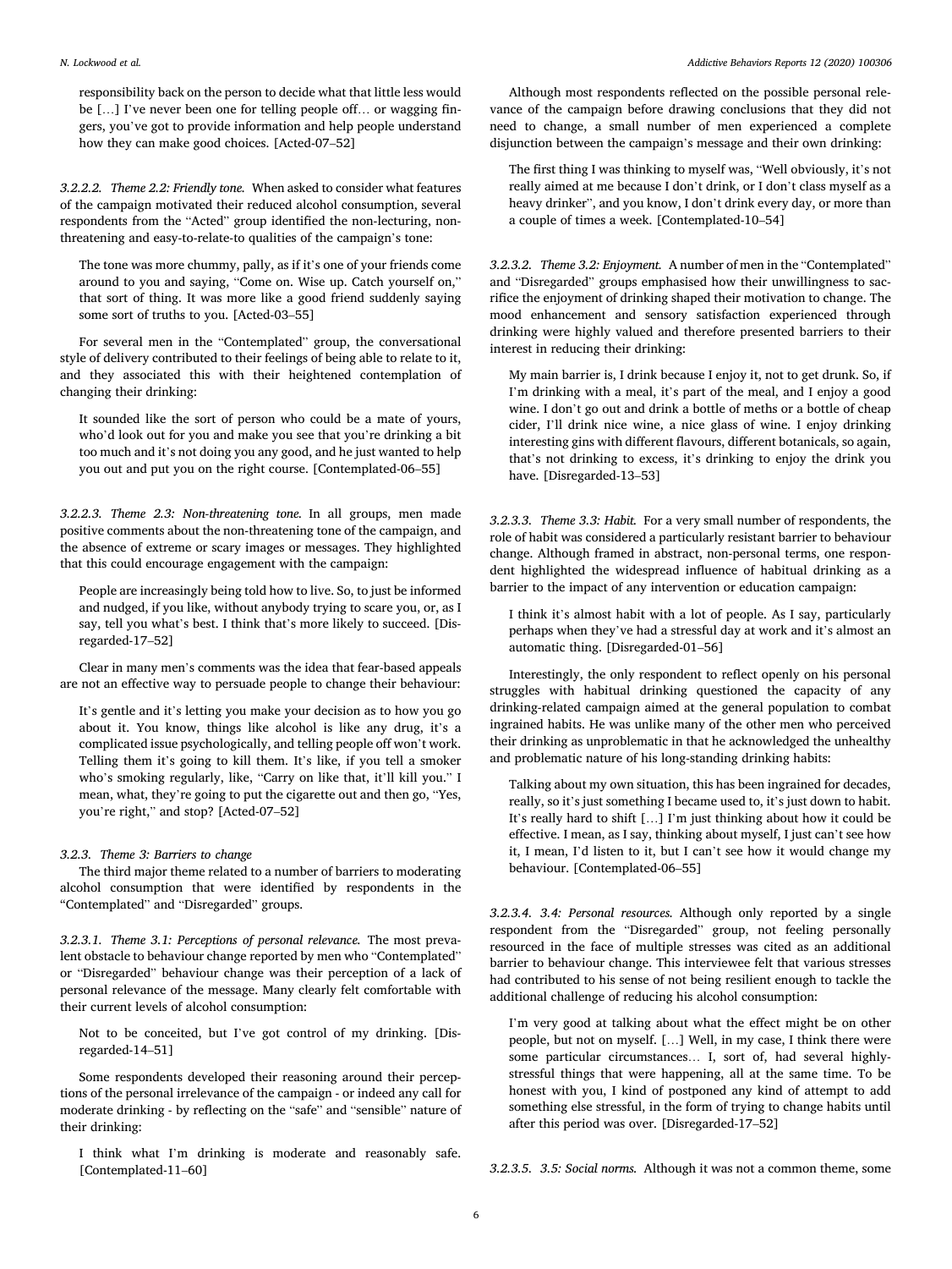responsibility back on the person to decide what that little less would be […] I've never been one for telling people off… or wagging fingers, you've got to provide information and help people understand how they can make good choices. [Acted-07–52]

##### 3.2.2.2. Theme 2.2: Friendly tone.

When asked to consider what features of the campaign motivated their reduced alcohol consumption, several respondents from the "Acted" group identified the non-lecturing, non-threatening and easy-to-relate-to qualities of the campaign's tone:

> The tone was more chummy, pally, as if it's one of your friends come around to you and saying, "Come on. Wise up. Catch yourself on," that sort of thing. It was more like a good friend suddenly saying some sort of truths to you. [Acted-03–55]

For several men in the "Contemplated" group, the conversational style of delivery contributed to their feelings of being able to relate to it, and they associated this with their heightened contemplation of changing their drinking:

> It sounded like the sort of person who could be a mate of yours, who'd look out for you and make you see that you're drinking a bit too much and it's not doing you any good, and he just wanted to help you out and put you on the right course. [Contemplated-06–55]

##### 3.2.2.3. Theme 2.3: Non-threatening tone.

In all groups, men made positive comments about the non-threatening tone of the campaign, and the absence of extreme or scary images or messages. They highlighted that this could encourage engagement with the campaign:

> People are increasingly being told how to live. So, to just be informed and nudged, if you like, without anybody trying to scare you, or, as I say, tell you what's best. I think that's more likely to succeed. [Disregarded-17–52]

Clear in many men's comments was the idea that fear-based appeals are not an effective way to persuade people to change their behaviour:

> It's gentle and it's letting you make your decision as to how you go about it. You know, things like alcohol is like any drug, it's a complicated issue psychologically, and telling people off won't work. Telling them it's going to kill them. It's like, if you tell a smoker who's smoking regularly, like, "Carry on like that, it'll kill you." I mean, what, they're going to put the cigarette out and then go, "Yes, you're right," and stop? [Acted-07–52]

#### 3.2.3. Theme 3: Barriers to change

The third major theme related to a number of barriers to moderating alcohol consumption that were identified by respondents in the "Contemplated" and "Disregarded" groups.

##### 3.2.3.1. Theme 3.1: Perceptions of personal relevance.

The most prevalent obstacle to behaviour change reported by men who "Contemplated" or "Disregarded" behaviour change was their perception of a lack of personal relevance of the message. Many clearly felt comfortable with their current levels of alcohol consumption:

> Not to be conceited, but I've got control of my drinking. [Disregarded-14–51]

Some respondents developed their reasoning around their perceptions of the personal irrelevance of the campaign - or indeed any call for moderate drinking - by reflecting on the "safe" and "sensible" nature of their drinking:

> I think what I'm drinking is moderate and reasonably safe. [Contemplated-11–60]

Although most respondents reflected on the possible personal relevance of the campaign before drawing conclusions that they did not need to change, a small number of men experienced a complete disjunction between the campaign's message and their own drinking:

> The first thing I was thinking to myself was, "Well obviously, it's not really aimed at me because I don't drink, or I don't class myself as a heavy drinker", and you know, I don't drink every day, or more than a couple of times a week. [Contemplated-10–54]

##### 3.2.3.2. Theme 3.2: Enjoyment.

A number of men in the "Contemplated" and "Disregarded" groups emphasised how their unwillingness to sacrifice the enjoyment of drinking shaped their motivation to change. The mood enhancement and sensory satisfaction experienced through drinking were highly valued and therefore presented barriers to their interest in reducing their drinking:

> My main barrier is, I drink because I enjoy it, not to get drunk. So, if I'm drinking with a meal, it's part of the meal, and I enjoy a good wine. I don't go out and drink a bottle of meths or a bottle of cheap cider, I'll drink nice wine, a nice glass of wine. I enjoy drinking interesting gins with different flavours, different botanicals, so again, that's not drinking to excess, it's drinking to enjoy the drink you have. [Disregarded-13–53]

##### 3.2.3.3. Theme 3.3: Habit.

For a very small number of respondents, the role of habit was considered a particularly resistant barrier to behaviour change. Although framed in abstract, non-personal terms, one respondent highlighted the widespread influence of habitual drinking as a barrier to the impact of any intervention or education campaign:

> I think it's almost habit with a lot of people. As I say, particularly perhaps when they've had a stressful day at work and it's almost an automatic thing. [Disregarded-01–56]

Interestingly, the only respondent to reflect openly on his personal struggles with habitual drinking questioned the capacity of any drinking-related campaign aimed at the general population to combat ingrained habits. He was unlike many of the other men who perceived their drinking as unproblematic in that he acknowledged the unhealthy and problematic nature of his long-standing drinking habits:

> Talking about my own situation, this has been ingrained for decades, really, so it's just something I became used to, it's just down to habit. It's really hard to shift […] I'm just thinking about how it could be effective. I mean, as I say, thinking about myself, I just can't see how it, I mean, I'd listen to it, but I can't see how it would change my behaviour. [Contemplated-06–55]

##### 3.2.3.4. 3.4: Personal resources.

Although only reported by a single respondent from the "Disregarded" group, not feeling personally resourced in the face of multiple stresses was cited as an additional barrier to behaviour change. This interviewee felt that various stresses had contributed to his sense of not being resilient enough to tackle the additional challenge of reducing his alcohol consumption:

> I'm very good at talking about what the effect might be on other people, but not on myself. […] Well, in my case, I think there were some particular circumstances… I, sort of, had several highly-stressful things that were happening, all at the same time. To be honest with you, I kind of postponed any kind of attempt to add something else stressful, in the form of trying to change habits until after this period was over. [Disregarded-17–52]

##### 3.2.3.5. 3.5: Social norms.

Although it was not a common theme, some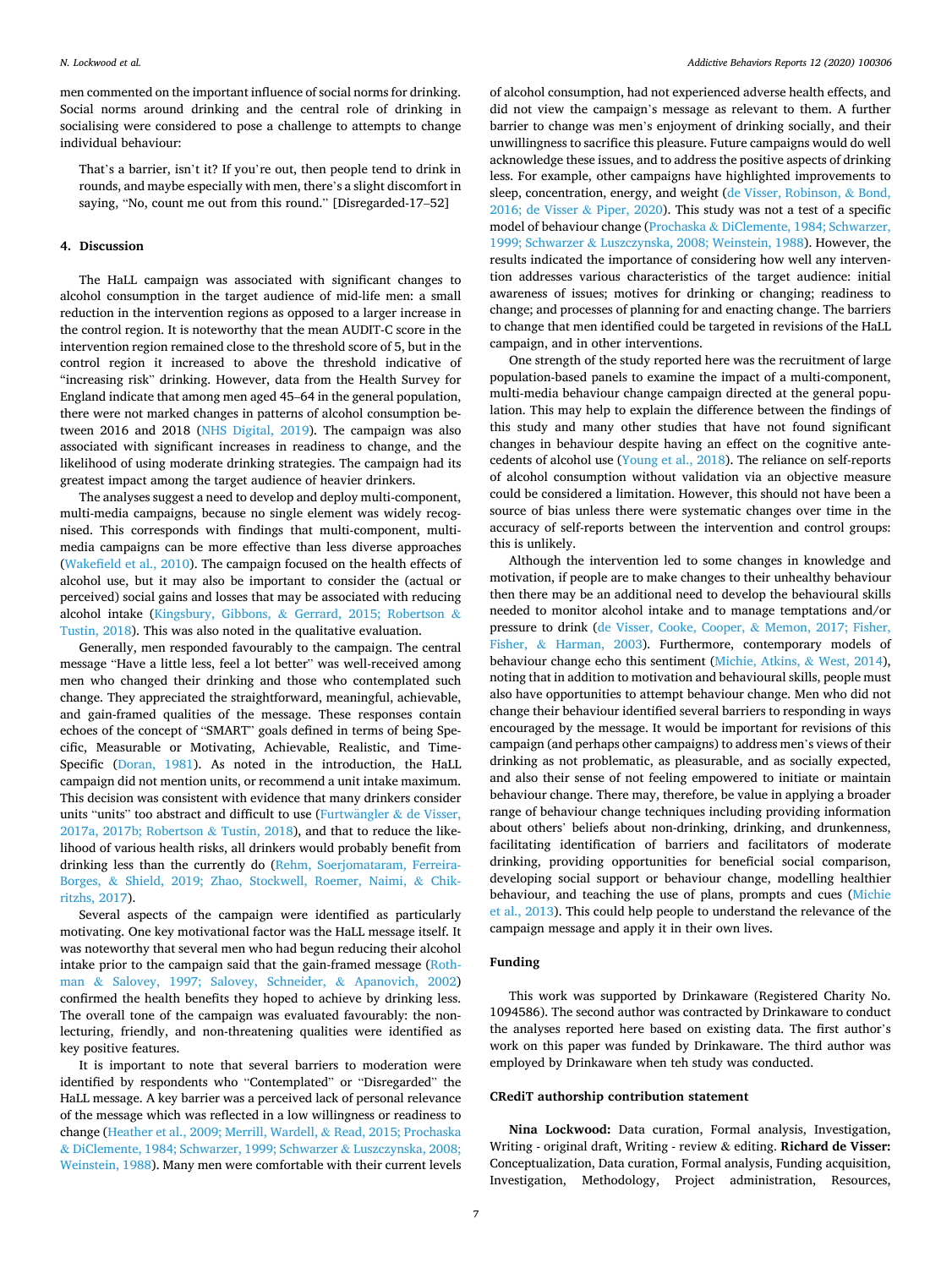men commented on the important influence of social norms for drinking. Social norms around drinking and the central role of drinking in socialising were considered to pose a challenge to attempts to change individual behaviour:

> That's a barrier, isn't it? If you're out, then people tend to drink in rounds, and maybe especially with men, there's a slight discomfort in saying, "No, count me out from this round." [Disregarded-17–52]

## 4. Discussion

The HaLL campaign was associated with significant changes to alcohol consumption in the target audience of mid-life men: a small reduction in the intervention regions as opposed to a larger increase in the control region. It is noteworthy that the mean AUDIT-C score in the intervention region remained close to the threshold score of 5, but in the control region it increased to above the threshold indicative of "increasing risk" drinking. However, data from the Health Survey for England indicate that among men aged 45–64 in the general population, there were not marked changes in patterns of alcohol consumption between 2016 and 2018 (NHS Digital, 2019). The campaign was also associated with significant increases in readiness to change, and the likelihood of using moderate drinking strategies. The campaign had its greatest impact among the target audience of heavier drinkers.

The analyses suggest a need to develop and deploy multi-component, multi-media campaigns, because no single element was widely recognised. This corresponds with findings that multi-component, multi-media campaigns can be more effective than less diverse approaches (Wakefield et al., 2010). The campaign focused on the health effects of alcohol use, but it may also be important to consider the (actual or perceived) social gains and losses that may be associated with reducing alcohol intake (Kingsbury, Gibbons, & Gerrard, 2015; Robertson & Tustin, 2018). This was also noted in the qualitative evaluation.

Generally, men responded favourably to the campaign. The central message "Have a little less, feel a lot better" was well-received among men who changed their drinking and those who contemplated such change. They appreciated the straightforward, meaningful, achievable, and gain-framed qualities of the message. These responses contain echoes of the concept of "SMART" goals defined in terms of being Specific, Measurable or Motivating, Achievable, Realistic, and Time-Specific (Doran, 1981). As noted in the introduction, the HaLL campaign did not mention units, or recommend a unit intake maximum. This decision was consistent with evidence that many drinkers consider units "units" too abstract and difficult to use (Furtwängler & de Visser, 2017a, 2017b; Robertson & Tustin, 2018), and that to reduce the likelihood of various health risks, all drinkers would probably benefit from drinking less than the currently do (Rehm, Soerjomataram, Ferreira-Borges, & Shield, 2019; Zhao, Stockwell, Roemer, Naimi, & Chikritzhs, 2017).

Several aspects of the campaign were identified as particularly motivating. One key motivational factor was the HaLL message itself. It was noteworthy that several men who had begun reducing their alcohol intake prior to the campaign said that the gain-framed message (Rothman & Salovey, 1997; Salovey, Schneider, & Apanovich, 2002) confirmed the health benefits they hoped to achieve by drinking less. The overall tone of the campaign was evaluated favourably: the non-lecturing, friendly, and non-threatening qualities were identified as key positive features.

It is important to note that several barriers to moderation were identified by respondents who "Contemplated" or "Disregarded" the HaLL message. A key barrier was a perceived lack of personal relevance of the message which was reflected in a low willingness or readiness to change (Heather et al., 2009; Merrill, Wardell, & Read, 2015; Prochaska & DiClemente, 1984; Schwarzer, 1999; Schwarzer & Luszczynska, 2008; Weinstein, 1988). Many men were comfortable with their current levels of alcohol consumption, had not experienced adverse health effects, and did not view the campaign's message as relevant to them. A further barrier to change was men's enjoyment of drinking socially, and their unwillingness to sacrifice this pleasure. Future campaigns would do well acknowledge these issues, and to address the positive aspects of drinking less. For example, other campaigns have highlighted improvements to sleep, concentration, energy, and weight (de Visser, Robinson, & Bond, 2016; de Visser & Piper, 2020). This study was not a test of a specific model of behaviour change (Prochaska & DiClemente, 1984; Schwarzer, 1999; Schwarzer & Luszczynska, 2008; Weinstein, 1988). However, the results indicated the importance of considering how well any intervention addresses various characteristics of the target audience: initial awareness of issues; motives for drinking or changing; readiness to change; and processes of planning for and enacting change. The barriers to change that men identified could be targeted in revisions of the HaLL campaign, and in other interventions.

One strength of the study reported here was the recruitment of large population-based panels to examine the impact of a multi-component, multi-media behaviour change campaign directed at the general population. This may help to explain the difference between the findings of this study and many other studies that have not found significant changes in behaviour despite having an effect on the cognitive antecedents of alcohol use (Young et al., 2018). The reliance on self-reports of alcohol consumption without validation via an objective measure could be considered a limitation. However, this should not have been a source of bias unless there were systematic changes over time in the accuracy of self-reports between the intervention and control groups: this is unlikely.

Although the intervention led to some changes in knowledge and motivation, if people are to make changes to their unhealthy behaviour then there may be an additional need to develop the behavioural skills needed to monitor alcohol intake and to manage temptations and/or pressure to drink (de Visser, Cooke, Cooper, & Memon, 2017; Fisher, Fisher, & Harman, 2003). Furthermore, contemporary models of behaviour change echo this sentiment (Michie, Atkins, & West, 2014), noting that in addition to motivation and behavioural skills, people must also have opportunities to attempt behaviour change. Men who did not change their behaviour identified several barriers to responding in ways encouraged by the message. It would be important for revisions of this campaign (and perhaps other campaigns) to address men's views of their drinking as not problematic, as pleasurable, and as socially expected, and also their sense of not feeling empowered to initiate or maintain behaviour change. There may, therefore, be value in applying a broader range of behaviour change techniques including providing information about others' beliefs about non-drinking, drinking, and drunkenness, facilitating identification of barriers and facilitators of moderate drinking, providing opportunities for beneficial social comparison, developing social support or behaviour change, modelling healthier behaviour, and teaching the use of plans, prompts and cues (Michie et al., 2013). This could help people to understand the relevance of the campaign message and apply it in their own lives.

## Funding

This work was supported by Drinkaware (Registered Charity No. 1094586). The second author was contracted by Drinkaware to conduct the analyses reported here based on existing data. The first author's work on this paper was funded by Drinkaware. The third author was employed by Drinkaware when teh study was conducted.

## CRediT authorship contribution statement

**Nina Lockwood:** Data curation, Formal analysis, Investigation, Writing - original draft, Writing - review & editing. **Richard de Visser:** Conceptualization, Data curation, Formal analysis, Funding acquisition, Investigation, Methodology, Project administration, Resources,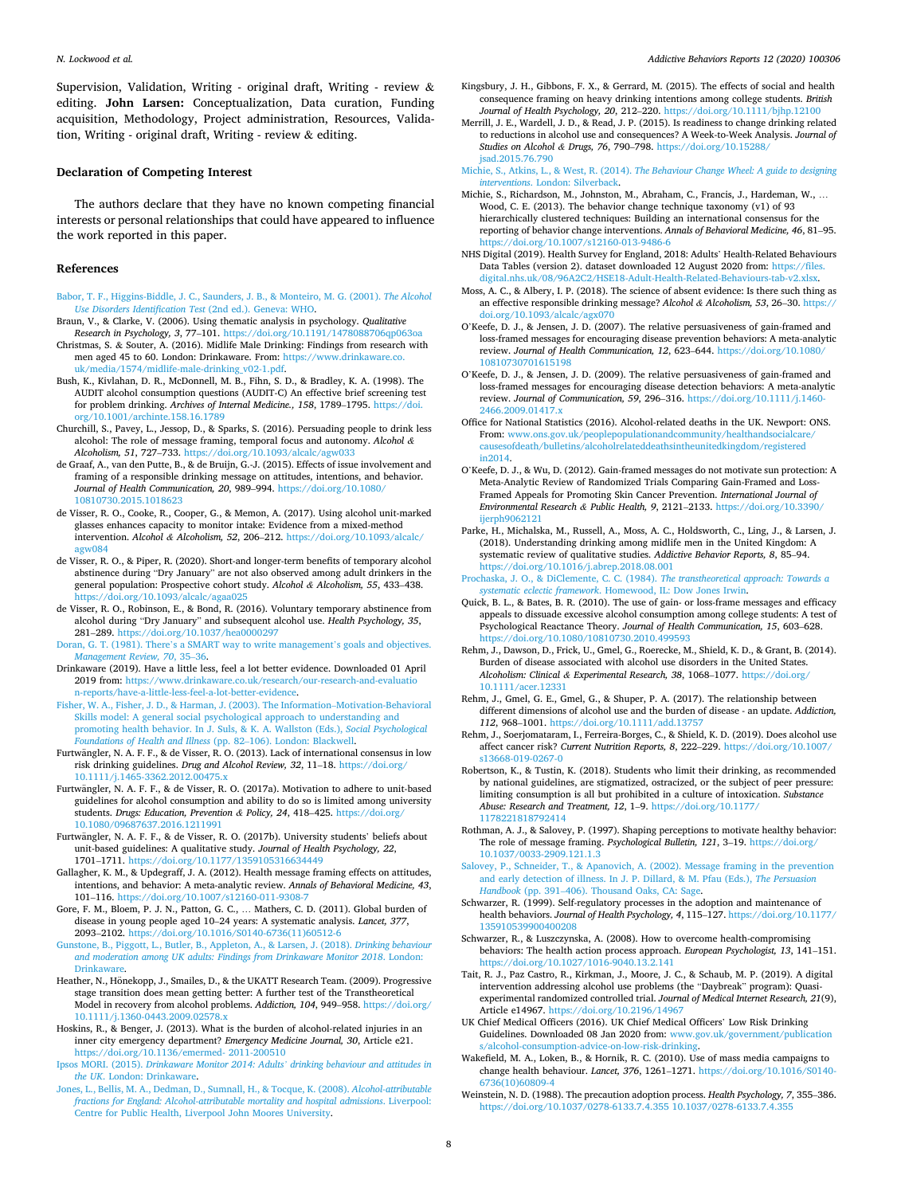Supervision, Validation, Writing - original draft, Writing - review & editing. **John Larsen:** Conceptualization, Data curation, Funding acquisition, Methodology, Project administration, Resources, Validation, Writing - original draft, Writing - review & editing.

## Declaration of Competing Interest

The authors declare that they have no known competing financial interests or personal relationships that could have appeared to influence the work reported in this paper.

## References

Babor, T. F., Higgins-Biddle, J. C., Saunders, J. B., & Monteiro, M. G. (2001). *The Alcohol Use Disorders Identification Test* (2nd ed.). Geneva: WHO.

Braun, V., & Clarke, V. (2006). Using thematic analysis in psychology. *Qualitative Research in Psychology, 3*, 77–101. https://doi.org/10.1191/1478088706qp063oa

Christmas, S. & Souter, A. (2016). Midlife Male Drinking: Findings from research with men aged 45 to 60. London: Drinkaware. From: https://www.drinkaware.co.uk/media/1574/midlife-male-drinking_v02-1.pdf.

Bush, K., Kivlahan, D. R., McDonnell, M. B., Fihn, S. D., & Bradley, K. A. (1998). The AUDIT alcohol consumption questions (AUDIT-C) An effective brief screening test for problem drinking. *Archives of Internal Medicine., 158*, 1789–1795. https://doi.org/10.1001/archinte.158.16.1789

Churchill, S., Pavey, L., Jessop, D., & Sparks, S. (2016). Persuading people to drink less alcohol: The role of message framing, temporal focus and autonomy. *Alcohol & Alcoholism, 51*, 727–733. https://doi.org/10.1093/alcalc/agw033

de Graaf, A., van den Putte, B., & de Bruijn, G.-J. (2015). Effects of issue involvement and framing of a responsible drinking message on attitudes, intentions, and behavior. *Journal of Health Communication, 20*, 989–994. https://doi.org/10.1080/10810730.2015.1018623

de Visser, R. O., Cooke, R., Cooper, G., & Memon, A. (2017). Using alcohol unit-marked glasses enhances capacity to monitor intake: Evidence from a mixed-method intervention. *Alcohol & Alcoholism, 52*, 206–212. https://doi.org/10.1093/alcalc/agw084

de Visser, R. O., & Piper, R. (2020). Short-and longer-term benefits of temporary alcohol abstinence during "Dry January" are not also observed among adult drinkers in the general population: Prospective cohort study. *Alcohol & Alcoholism, 55*, 433–438. https://doi.org/10.1093/alcalc/agaa025

de Visser, R. O., Robinson, E., & Bond, R. (2016). Voluntary temporary abstinence from alcohol during "Dry January" and subsequent alcohol use. *Health Psychology, 35*, 281–289. https://doi.org/10.1037/hea0000297

Doran, G. T. (1981). There's a SMART way to write management's goals and objectives. *Management Review, 70*, 35–36.

Drinkaware (2019). Have a little less, feel a lot better evidence. Downloaded 01 April 2019 from: https://www.drinkaware.co.uk/research/our-research-and-evaluation-reports/have-a-little-less-feel-a-lot-better-evidence.

Fisher, W. A., Fisher, J. D., & Harman, J. (2003). The Information–Motivation-Behavioral Skills model: A general social psychological approach to understanding and promoting health behavior. In J. Suls, & K. A. Wallston (Eds.), *Social Psychological Foundations of Health and Illness* (pp. 82–106). London: Blackwell.

Furtwängler, N. A. F. F., & de Visser, R. O. (2013). Lack of international consensus in low risk drinking guidelines. *Drug and Alcohol Review, 32*, 11–18. https://doi.org/10.1111/j.1465-3362.2012.00475.x

Furtwängler, N. A. F. F., & de Visser, R. O. (2017a). Motivation to adhere to unit-based guidelines for alcohol consumption and ability to do so is limited among university students. *Drugs: Education, Prevention & Policy, 24*, 418–425. https://doi.org/10.1080/09687637.2016.1211991

Furtwängler, N. A. F. F., & de Visser, R. O. (2017b). University students' beliefs about unit-based guidelines: A qualitative study. *Journal of Health Psychology, 22*, 1701–1711. https://doi.org/10.1177/1359105316634449

Gallagher, K. M., & Updegraff, J. A. (2012). Health message framing effects on attitudes, intentions, and behavior: A meta-analytic review. *Annals of Behavioral Medicine, 43*, 101–116. https://doi.org/10.1007/s12160-011-9308-7

Gore, F. M., Bloem, P. J. N., Patton, G. C., … Mathers, C. D. (2011). Global burden of disease in young people aged 10–24 years: A systematic analysis. *Lancet, 377*, 2093–2102. https://doi.org/10.1016/S0140-6736(11)60512-6

Gunstone, B., Piggott, L., Butler, B., Appleton, A., & Larsen, J. (2018). *Drinking behaviour and moderation among UK adults: Findings from Drinkaware Monitor 2018*. London: Drinkaware.

Heather, N., Hönekopp, J., Smailes, D., & the UKATT Research Team. (2009). Progressive stage transition does mean getting better: A further test of the Transtheoretical Model in recovery from alcohol problems. *Addiction, 104*, 949–958. https://doi.org/10.1111/j.1360-0443.2009.02578.x

Hoskins, R., & Benger, J. (2013). What is the burden of alcohol-related injuries in an inner city emergency department? *Emergency Medicine Journal, 30*, Article e21. https://doi.org/10.1136/emermed- 2011-200510

Ipsos MORI. (2015). *Drinkaware Monitor 2014: Adults' drinking behaviour and attitudes in the UK*. London: Drinkaware.

Jones, L., Bellis, M. A., Dedman, D., Sumnall, H., & Tocque, K. (2008). *Alcohol-attributable fractions for England: Alcohol-attributable mortality and hospital admissions*. Liverpool: Centre for Public Health, Liverpool John Moores University.

Kingsbury, J. H., Gibbons, F. X., & Gerrard, M. (2015). The effects of social and health consequence framing on heavy drinking intentions among college students. *British Journal of Health Psychology, 20*, 212–220. https://doi.org/10.1111/bjhp.12100

Merrill, J. E., Wardell, J. D., & Read, J. P. (2015). Is readiness to change drinking related to reductions in alcohol use and consequences? A Week-to-Week Analysis. *Journal of Studies on Alcohol & Drugs, 76*, 790–798. https://doi.org/10.15288/jsad.2015.76.790

Michie, S., Atkins, L., & West, R. (2014). *The Behaviour Change Wheel: A guide to designing interventions*. London: Silverback.

Michie, S., Richardson, M., Johnston, M., Abraham, C., Francis, J., Hardeman, W., … Wood, C. E. (2013). The behavior change technique taxonomy (v1) of 93 hierarchically clustered techniques: Building an international consensus for the reporting of behavior change interventions. *Annals of Behavioral Medicine, 46*, 81–95. https://doi.org/10.1007/s12160-013-9486-6

NHS Digital (2019). Health Survey for England, 2018: Adults' Health-Related Behaviours Data Tables (version 2). dataset downloaded 12 August 2020 from: https://files.digital.nhs.uk/08/96A2C2/HSE18-Adult-Health-Related-Behaviours-tab-v2.xlsx.

Moss, A. C., & Albery, I. P. (2018). The science of absent evidence: Is there such thing as an effective responsible drinking message? *Alcohol & Alcoholism, 53*, 26–30. https://doi.org/10.1093/alcalc/agx070

O'Keefe, D. J., & Jensen, J. D. (2007). The relative persuasiveness of gain-framed and loss-framed messages for encouraging disease prevention behaviors: A meta-analytic review. *Journal of Health Communication, 12*, 623–644. https://doi.org/10.1080/10810730701615198

O'Keefe, D. J., & Jensen, J. D. (2009). The relative persuasiveness of gain-framed and loss-framed messages for encouraging disease detection behaviors: A meta-analytic review. *Journal of Communication, 59*, 296–316. https://doi.org/10.1111/j.1460-2466.2009.01417.x

Office for National Statistics (2016). Alcohol-related deaths in the UK. Newport: ONS. From: www.ons.gov.uk/peoplepopulationandcommunity/healthandsocialcare/causesofdeath/bulletins/alcoholrelateddeathsintheunitedkingdom/registeredin2014.

O'Keefe, D. J., & Wu, D. (2012). Gain-framed messages do not motivate sun protection: A Meta-Analytic Review of Randomized Trials Comparing Gain-Framed and Loss-Framed Appeals for Promoting Skin Cancer Prevention. *International Journal of Environmental Research & Public Health, 9*, 2121–2133. https://doi.org/10.3390/ijerph9062121

Parke, H., Michalska, M., Russell, A., Moss, A. C., Holdsworth, C., Ling, J., & Larsen, J. (2018). Understanding drinking among midlife men in the United Kingdom: A systematic review of qualitative studies. *Addictive Behavior Reports, 8*, 85–94. https://doi.org/10.1016/j.abrep.2018.08.001

Prochaska, J. O., & DiClemente, C. C. (1984). *The transtheoretical approach: Towards a systematic eclectic framework*. Homewood, IL: Dow Jones Irwin.

Quick, B. L., & Bates, B. R. (2010). The use of gain- or loss-frame messages and efficacy appeals to dissuade excessive alcohol consumption among college students: A test of Psychological Reactance Theory. *Journal of Health Communication, 15*, 603–628. https://doi.org/10.1080/10810730.2010.499593

Rehm, J., Dawson, D., Frick, U., Gmel, G., Roerecke, M., Shield, K. D., & Grant, B. (2014). Burden of disease associated with alcohol use disorders in the United States. *Alcoholism: Clinical & Experimental Research, 38*, 1068–1077. https://doi.org/10.1111/acer.12331

Rehm, J., Gmel, G. E., Gmel, G., & Shuper, P. A. (2017). The relationship between different dimensions of alcohol use and the burden of disease - an update. *Addiction, 112*, 968–1001. https://doi.org/10.1111/add.13757

Rehm, J., Soerjomataram, I., Ferreira-Borges, C., & Shield, K. D. (2019). Does alcohol use affect cancer risk? *Current Nutrition Reports, 8*, 222–229. https://doi.org/10.1007/s13668-019-0267-0

Robertson, K., & Tustin, K. (2018). Students who limit their drinking, as recommended by national guidelines, are stigmatized, ostracized, or the subject of peer pressure: limiting consumption is all but prohibited in a culture of intoxication. *Substance Abuse: Research and Treatment, 12*, 1–9. https://doi.org/10.1177/1178221818792414

Rothman, A. J., & Salovey, P. (1997). Shaping perceptions to motivate healthy behavior: The role of message framing. *Psychological Bulletin, 121*, 3–19. https://doi.org/10.1037/0033-2909.121.1.3

Salovey, P., Schneider, T., & Apanovich, A. (2002). Message framing in the prevention and early detection of illness. In J. P. Dillard, & M. Pfau (Eds.), *The Persuasion Handbook* (pp. 391–406). Thousand Oaks, CA: Sage.

Schwarzer, R. (1999). Self-regulatory processes in the adoption and maintenance of health behaviors. *Journal of Health Psychology, 4*, 115–127. https://doi.org/10.1177/135910539900400208

Schwarzer, R., & Luszczynska, A. (2008). How to overcome health-compromising behaviors: The health action process approach. *European Psychologist, 13*, 141–151. https://doi.org/10.1027/1016-9040.13.2.141

Tait, R. J., Paz Castro, R., Kirkman, J., Moore, J. C., & Schaub, M. P. (2019). A digital intervention addressing alcohol use problems (the "Daybreak" program): Quasi-experimental randomized controlled trial. *Journal of Medical Internet Research, 21*(9), Article e14967. https://doi.org/10.2196/14967

UK Chief Medical Officers (2016). UK Chief Medical Officers' Low Risk Drinking Guidelines. Downloaded 08 Jan 2020 from: www.gov.uk/government/publications/alcohol-consumption-advice-on-low-risk-drinking.

Wakefield, M. A., Loken, B., & Hornik, R. C. (2010). Use of mass media campaigns to change health behaviour. *Lancet, 376*, 1261–1271. https://doi.org/10.1016/S0140-6736(10)60809-4

Weinstein, N. D. (1988). The precaution adoption process. *Health Psychology, 7*, 355–386. https://doi.org/10.1037/0278-6133.7.4.355 10.1037/0278-6133.7.4.355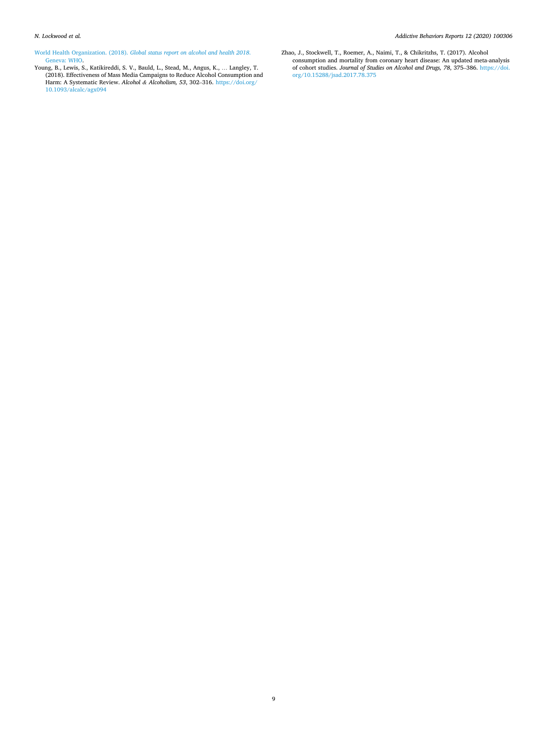World Health Organization. (2018). *Global status report on alcohol and health 2018*. Geneva: WHO.

Young, B., Lewis, S., Katikireddi, S. V., Bauld, L., Stead, M., Angus, K., … Langley, T. (2018). Effectiveness of Mass Media Campaigns to Reduce Alcohol Consumption and Harm: A Systematic Review. *Alcohol & Alcoholism, 53*, 302–316. https://doi.org/10.1093/alcalc/agx094

Zhao, J., Stockwell, T., Roemer, A., Naimi, T., & Chikritzhs, T. (2017). Alcohol consumption and mortality from coronary heart disease: An updated meta-analysis of cohort studies. *Journal of Studies on Alcohol and Drugs, 78*, 375–386. https://doi.org/10.15288/jsad.2017.78.375